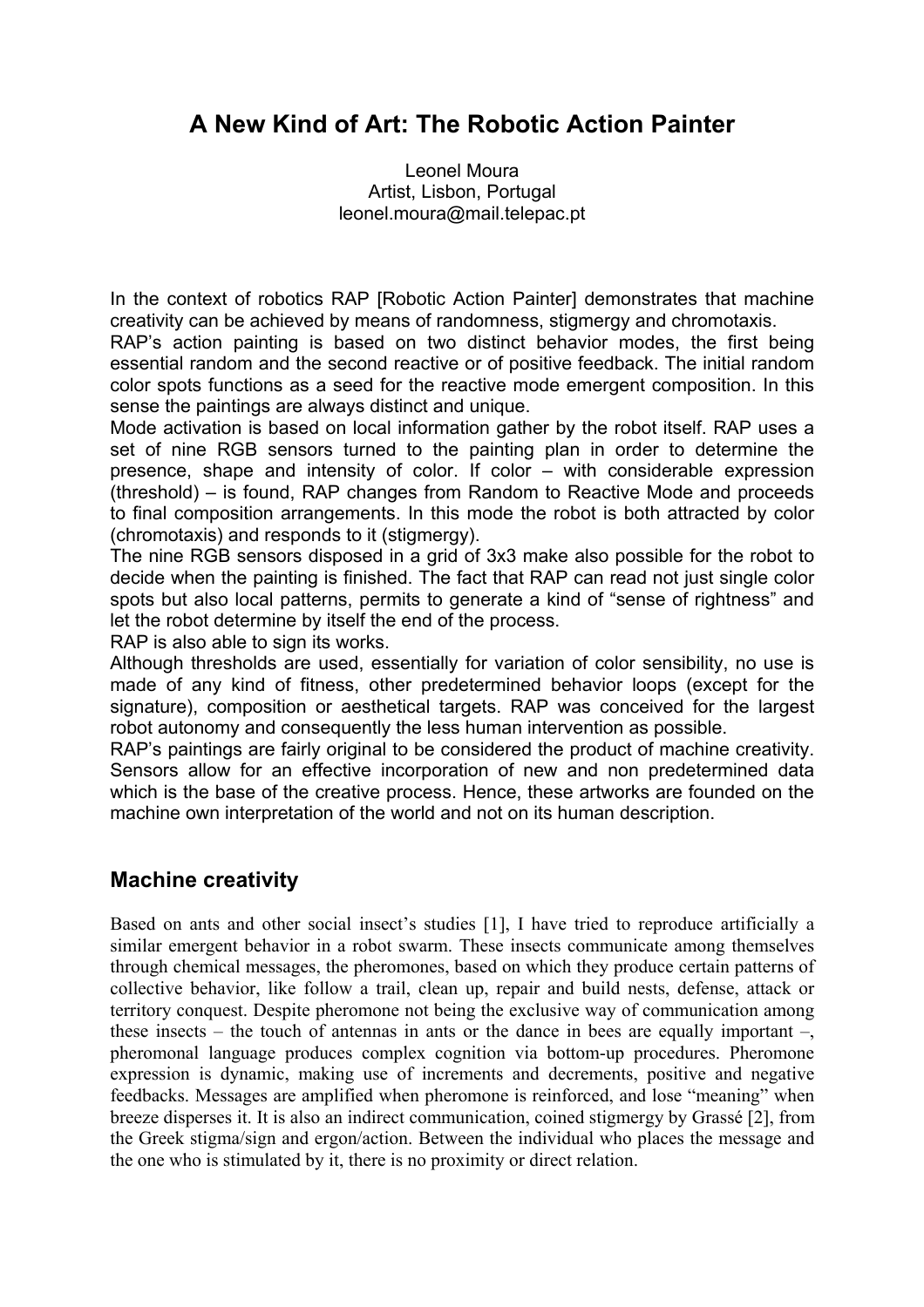# A New Kind of Art: The Robotic Action Painter

Leonel Moura
Artist, Lisbon, Portugal
leonel.moura@mail.telepac.pt

In the context of robotics RAP [Robotic Action Painter] demonstrates that machine creativity can be achieved by means of randomness, stigmergy and chromotaxis.
RAP's action painting is based on two distinct behavior modes, the first being essential random and the second reactive or of positive feedback. The initial random color spots functions as a seed for the reactive mode emergent composition. In this sense the paintings are always distinct and unique.
Mode activation is based on local information gather by the robot itself. RAP uses a set of nine RGB sensors turned to the painting plan in order to determine the presence, shape and intensity of color. If color – with considerable expression (threshold) – is found, RAP changes from Random to Reactive Mode and proceeds to final composition arrangements. In this mode the robot is both attracted by color (chromotaxis) and responds to it (stigmergy).
The nine RGB sensors disposed in a grid of 3x3 make also possible for the robot to decide when the painting is finished. The fact that RAP can read not just single color spots but also local patterns, permits to generate a kind of "sense of rightness" and let the robot determine by itself the end of the process.
RAP is also able to sign its works.
Although thresholds are used, essentially for variation of color sensibility, no use is made of any kind of fitness, other predetermined behavior loops (except for the signature), composition or aesthetical targets. RAP was conceived for the largest robot autonomy and consequently the less human intervention as possible.
RAP's paintings are fairly original to be considered the product of machine creativity. Sensors allow for an effective incorporation of new and non predetermined data which is the base of the creative process. Hence, these artworks are founded on the machine own interpretation of the world and not on its human description.

## Machine creativity

Based on ants and other social insect's studies [1], I have tried to reproduce artificially a similar emergent behavior in a robot swarm. These insects communicate among themselves through chemical messages, the pheromones, based on which they produce certain patterns of collective behavior, like follow a trail, clean up, repair and build nests, defense, attack or territory conquest. Despite pheromone not being the exclusive way of communication among these insects – the touch of antennas in ants or the dance in bees are equally important –, pheromonal language produces complex cognition via bottom-up procedures. Pheromone expression is dynamic, making use of increments and decrements, positive and negative feedbacks. Messages are amplified when pheromone is reinforced, and lose "meaning" when breeze disperses it. It is also an indirect communication, coined stigmergy by Grassé [2], from the Greek stigma/sign and ergon/action. Between the individual who places the message and the one who is stimulated by it, there is no proximity or direct relation.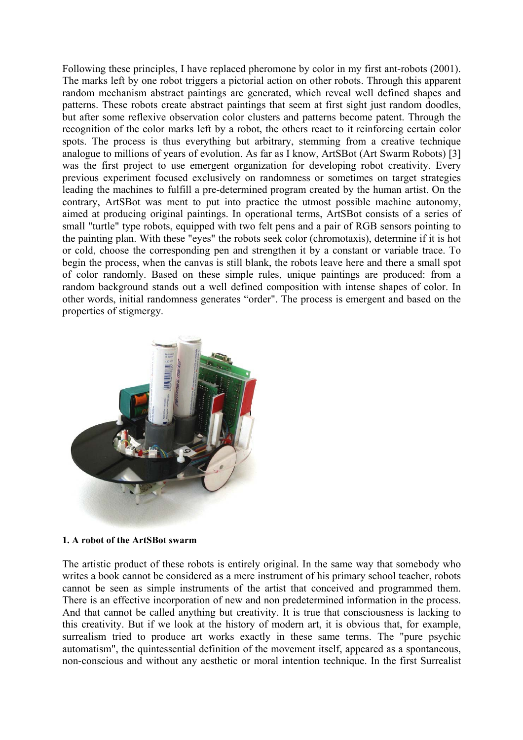Following these principles, I have replaced pheromone by color in my first ant-robots (2001). The marks left by one robot triggers a pictorial action on other robots. Through this apparent random mechanism abstract paintings are generated, which reveal well defined shapes and patterns. These robots create abstract paintings that seem at first sight just random doodles, but after some reflexive observation color clusters and patterns become patent. Through the recognition of the color marks left by a robot, the others react to it reinforcing certain color spots. The process is thus everything but arbitrary, stemming from a creative technique analogue to millions of years of evolution. As far as I know, ArtSBot (Art Swarm Robots) [3] was the first project to use emergent organization for developing robot creativity. Every previous experiment focused exclusively on randomness or sometimes on target strategies leading the machines to fulfill a pre-determined program created by the human artist. On the contrary, ArtSBot was ment to put into practice the utmost possible machine autonomy, aimed at producing original paintings. In operational terms, ArtSBot consists of a series of small "turtle" type robots, equipped with two felt pens and a pair of RGB sensors pointing to the painting plan. With these "eyes" the robots seek color (chromotaxis), determine if it is hot or cold, choose the corresponding pen and strengthen it by a constant or variable trace. To begin the process, when the canvas is still blank, the robots leave here and there a small spot of color randomly. Based on these simple rules, unique paintings are produced: from a random background stands out a well defined composition with intense shapes of color. In other words, initial randomness generates "order". The process is emergent and based on the properties of stigmergy.

**1. A robot of the ArtSBot swarm**

The artistic product of these robots is entirely original. In the same way that somebody who writes a book cannot be considered as a mere instrument of his primary school teacher, robots cannot be seen as simple instruments of the artist that conceived and programmed them. There is an effective incorporation of new and non predetermined information in the process. And that cannot be called anything but creativity. It is true that consciousness is lacking to this creativity. But if we look at the history of modern art, it is obvious that, for example, surrealism tried to produce art works exactly in these same terms. The "pure psychic automatism", the quintessential definition of the movement itself, appeared as a spontaneous, non-conscious and without any aesthetic or moral intention technique. In the first Surrealist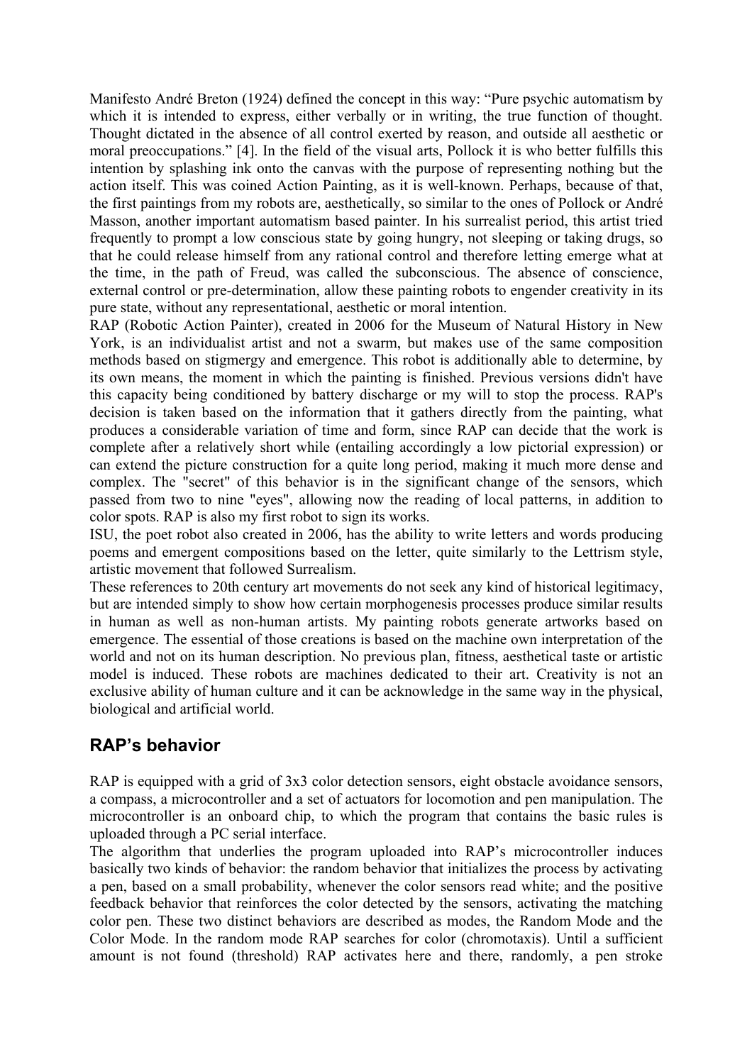Manifesto André Breton (1924) defined the concept in this way: "Pure psychic automatism by which it is intended to express, either verbally or in writing, the true function of thought. Thought dictated in the absence of all control exerted by reason, and outside all aesthetic or moral preoccupations." [4]. In the field of the visual arts, Pollock it is who better fulfills this intention by splashing ink onto the canvas with the purpose of representing nothing but the action itself. This was coined Action Painting, as it is well-known. Perhaps, because of that, the first paintings from my robots are, aesthetically, so similar to the ones of Pollock or André Masson, another important automatism based painter. In his surrealist period, this artist tried frequently to prompt a low conscious state by going hungry, not sleeping or taking drugs, so that he could release himself from any rational control and therefore letting emerge what at the time, in the path of Freud, was called the subconscious. The absence of conscience, external control or pre-determination, allow these painting robots to engender creativity in its pure state, without any representational, aesthetic or moral intention.

RAP (Robotic Action Painter), created in 2006 for the Museum of Natural History in New York, is an individualist artist and not a swarm, but makes use of the same composition methods based on stigmergy and emergence. This robot is additionally able to determine, by its own means, the moment in which the painting is finished. Previous versions didn't have this capacity being conditioned by battery discharge or my will to stop the process. RAP's decision is taken based on the information that it gathers directly from the painting, what produces a considerable variation of time and form, since RAP can decide that the work is complete after a relatively short while (entailing accordingly a low pictorial expression) or can extend the picture construction for a quite long period, making it much more dense and complex. The "secret" of this behavior is in the significant change of the sensors, which passed from two to nine "eyes", allowing now the reading of local patterns, in addition to color spots. RAP is also my first robot to sign its works.

ISU, the poet robot also created in 2006, has the ability to write letters and words producing poems and emergent compositions based on the letter, quite similarly to the Lettrism style, artistic movement that followed Surrealism.

These references to 20th century art movements do not seek any kind of historical legitimacy, but are intended simply to show how certain morphogenesis processes produce similar results in human as well as non-human artists. My painting robots generate artworks based on emergence. The essential of those creations is based on the machine own interpretation of the world and not on its human description. No previous plan, fitness, aesthetical taste or artistic model is induced. These robots are machines dedicated to their art. Creativity is not an exclusive ability of human culture and it can be acknowledge in the same way in the physical, biological and artificial world.

## RAP's behavior

RAP is equipped with a grid of 3x3 color detection sensors, eight obstacle avoidance sensors, a compass, a microcontroller and a set of actuators for locomotion and pen manipulation. The microcontroller is an onboard chip, to which the program that contains the basic rules is uploaded through a PC serial interface.

The algorithm that underlies the program uploaded into RAP's microcontroller induces basically two kinds of behavior: the random behavior that initializes the process by activating a pen, based on a small probability, whenever the color sensors read white; and the positive feedback behavior that reinforces the color detected by the sensors, activating the matching color pen. These two distinct behaviors are described as modes, the Random Mode and the Color Mode. In the random mode RAP searches for color (chromotaxis). Until a sufficient amount is not found (threshold) RAP activates here and there, randomly, a pen stroke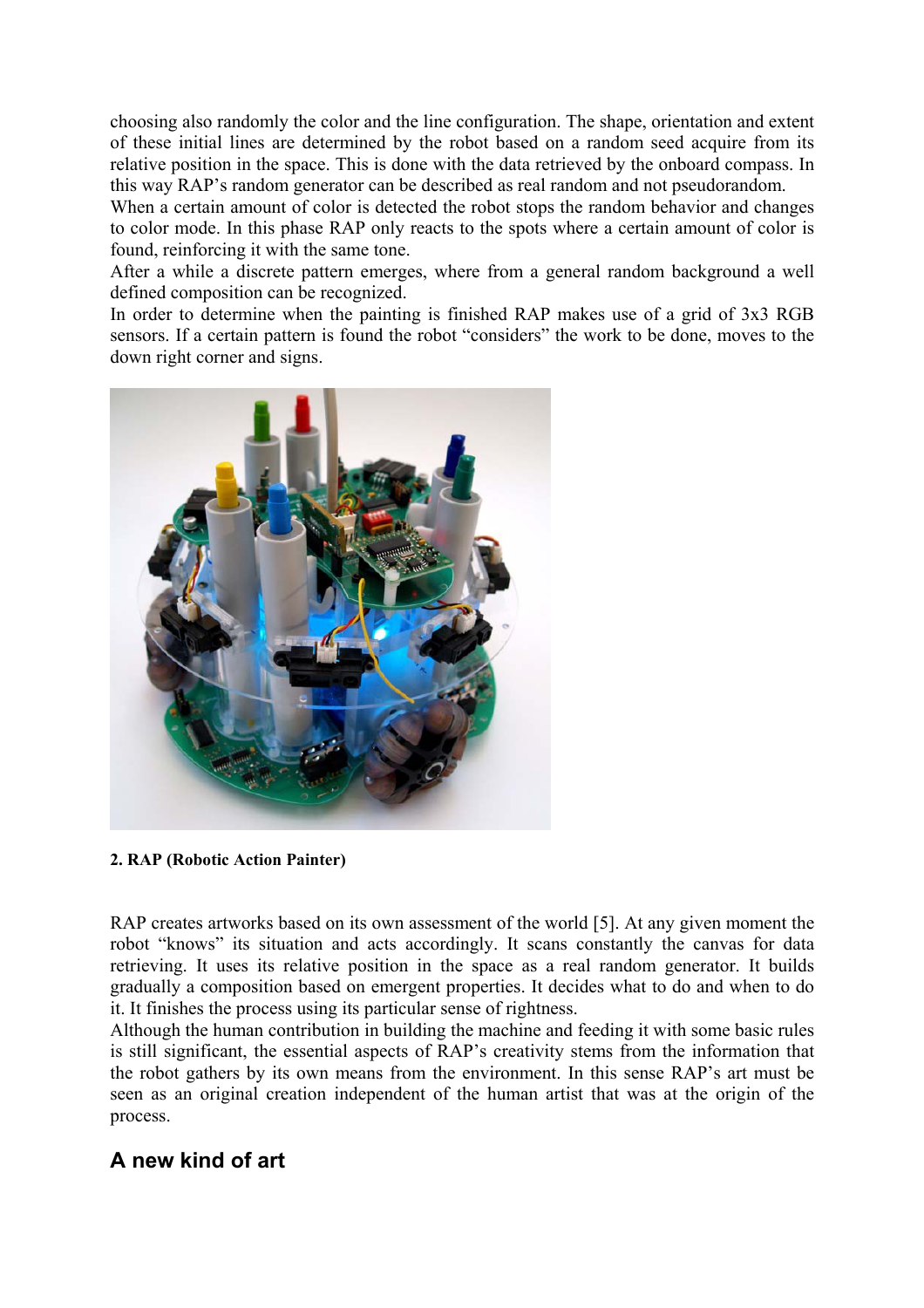choosing also randomly the color and the line configuration. The shape, orientation and extent of these initial lines are determined by the robot based on a random seed acquire from its relative position in the space. This is done with the data retrieved by the onboard compass. In this way RAP's random generator can be described as real random and not pseudorandom.
When a certain amount of color is detected the robot stops the random behavior and changes to color mode. In this phase RAP only reacts to the spots where a certain amount of color is found, reinforcing it with the same tone.
After a while a discrete pattern emerges, where from a general random background a well defined composition can be recognized.
In order to determine when the painting is finished RAP makes use of a grid of 3x3 RGB sensors. If a certain pattern is found the robot "considers" the work to be done, moves to the down right corner and signs.

**2. RAP (Robotic Action Painter)**

RAP creates artworks based on its own assessment of the world [5]. At any given moment the robot "knows" its situation and acts accordingly. It scans constantly the canvas for data retrieving. It uses its relative position in the space as a real random generator. It builds gradually a composition based on emergent properties. It decides what to do and when to do it. It finishes the process using its particular sense of rightness.
Although the human contribution in building the machine and feeding it with some basic rules is still significant, the essential aspects of RAP's creativity stems from the information that the robot gathers by its own means from the environment. In this sense RAP's art must be seen as an original creation independent of the human artist that was at the origin of the process.

## A new kind of art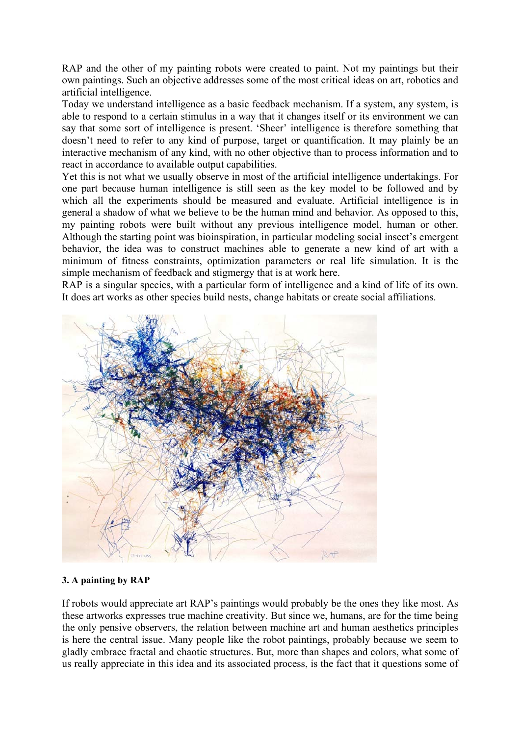RAP and the other of my painting robots were created to paint. Not my paintings but their own paintings. Such an objective addresses some of the most critical ideas on art, robotics and artificial intelligence.

Today we understand intelligence as a basic feedback mechanism. If a system, any system, is able to respond to a certain stimulus in a way that it changes itself or its environment we can say that some sort of intelligence is present. 'Sheer' intelligence is therefore something that doesn't need to refer to any kind of purpose, target or quantification. It may plainly be an interactive mechanism of any kind, with no other objective than to process information and to react in accordance to available output capabilities.

Yet this is not what we usually observe in most of the artificial intelligence undertakings. For one part because human intelligence is still seen as the key model to be followed and by which all the experiments should be measured and evaluate. Artificial intelligence is in general a shadow of what we believe to be the human mind and behavior. As opposed to this, my painting robots were built without any previous intelligence model, human or other. Although the starting point was bioinspiration, in particular modeling social insect's emergent behavior, the idea was to construct machines able to generate a new kind of art with a minimum of fitness constraints, optimization parameters or real life simulation. It is the simple mechanism of feedback and stigmergy that is at work here.

RAP is a singular species, with a particular form of intelligence and a kind of life of its own. It does art works as other species build nests, change habitats or create social affiliations.

**3. A painting by RAP**

If robots would appreciate art RAP's paintings would probably be the ones they like most. As these artworks expresses true machine creativity. But since we, humans, are for the time being the only pensive observers, the relation between machine art and human aesthetics principles is here the central issue. Many people like the robot paintings, probably because we seem to gladly embrace fractal and chaotic structures. But, more than shapes and colors, what some of us really appreciate in this idea and its associated process, is the fact that it questions some of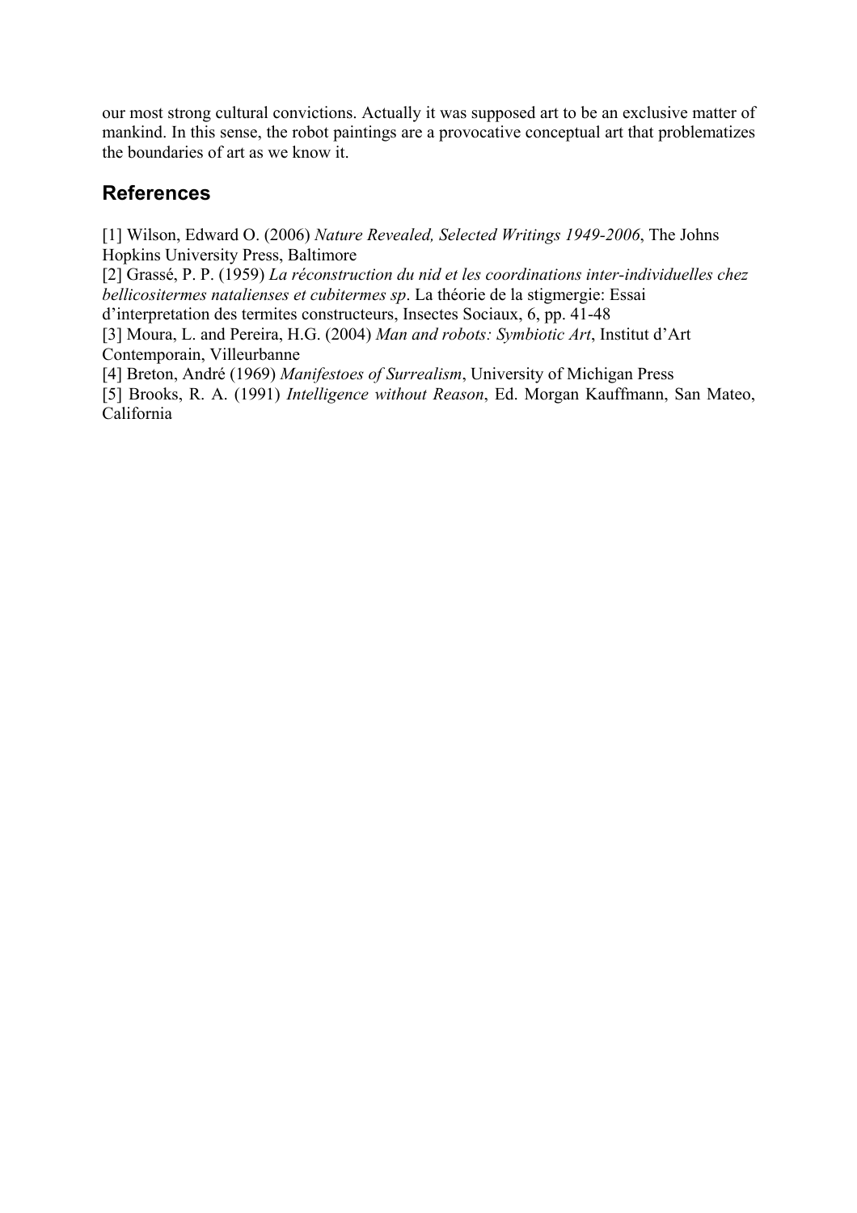our most strong cultural convictions. Actually it was supposed art to be an exclusive matter of mankind. In this sense, the robot paintings are a provocative conceptual art that problematizes the boundaries of art as we know it.

## References

[1] Wilson, Edward O. (2006) *Nature Revealed, Selected Writings 1949-2006*, The Johns Hopkins University Press, Baltimore

[2] Grassé, P. P. (1959) *La réconstruction du nid et les coordinations inter-individuelles chez bellicositermes natalienses et cubitermes sp*. La théorie de la stigmergie: Essai d'interpretation des termites constructeurs, Insectes Sociaux, 6, pp. 41-48

[3] Moura, L. and Pereira, H.G. (2004) *Man and robots: Symbiotic Art*, Institut d'Art Contemporain, Villeurbanne

[4] Breton, André (1969) *Manifestoes of Surrealism*, University of Michigan Press

[5] Brooks, R. A. (1991) *Intelligence without Reason*, Ed. Morgan Kauffmann, San Mateo, California